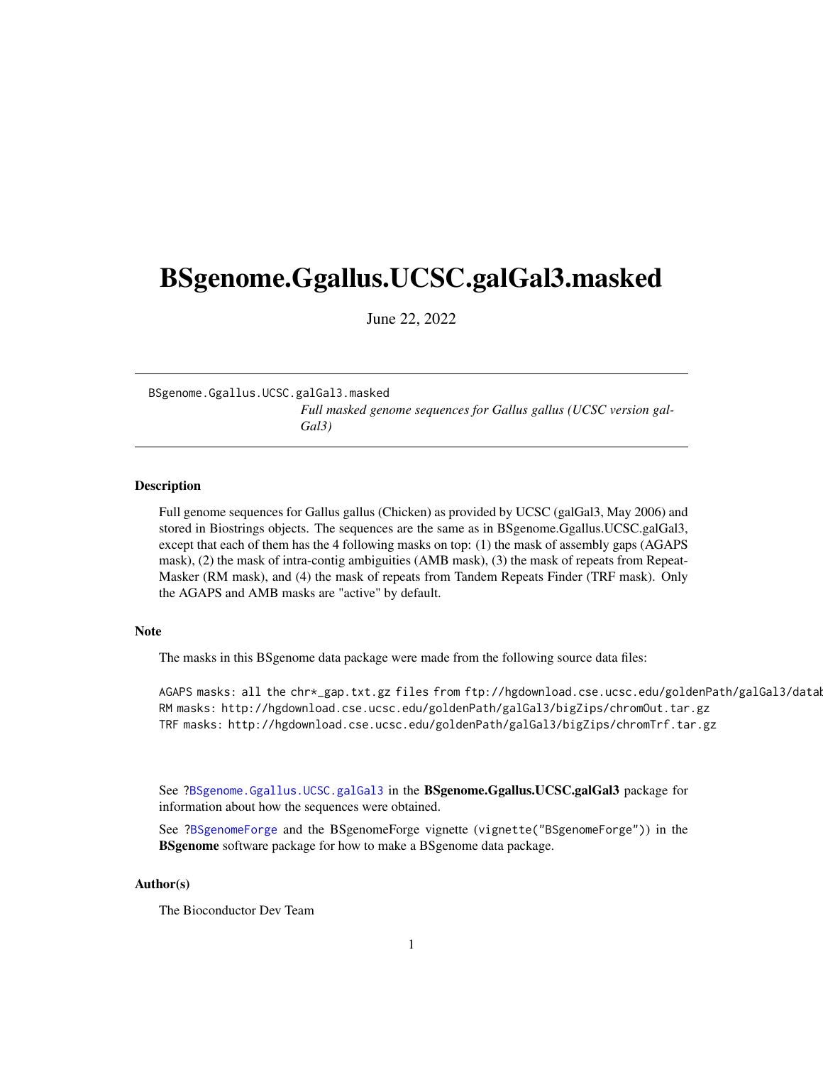# BSgenome.Ggallus.UCSC.galGal3.masked

June 22, 2022

---

BSgenome.Ggallus.UCSC.galGal3.masked

*Full masked genome sequences for Gallus gallus (UCSC version galGal3)*

---

## Description

Full genome sequences for Gallus gallus (Chicken) as provided by UCSC (galGal3, May 2006) and stored in Biostrings objects. The sequences are the same as in BSgenome.Ggallus.UCSC.galGal3, except that each of them has the 4 following masks on top: (1) the mask of assembly gaps (AGAPS mask), (2) the mask of intra-contig ambiguities (AMB mask), (3) the mask of repeats from RepeatMasker (RM mask), and (4) the mask of repeats from Tandem Repeats Finder (TRF mask). Only the AGAPS and AMB masks are "active" by default.

## Note

The masks in this BSgenome data package were made from the following source data files:

```
AGAPS masks: all the chr*_gap.txt.gz files from ftp://hgdownload.cse.ucsc.edu/goldenPath/galGal3/datab
RM masks: http://hgdownload.cse.ucsc.edu/goldenPath/galGal3/bigZips/chromOut.tar.gz
TRF masks: http://hgdownload.cse.ucsc.edu/goldenPath/galGal3/bigZips/chromTrf.tar.gz
```

See `?BSgenome.Ggallus.UCSC.galGal3` in the **BSgenome.Ggallus.UCSC.galGal3** package for information about how the sequences were obtained.

See `?BSgenomeForge` and the BSgenomeForge vignette (`vignette("BSgenomeForge")`) in the **BSgenome** software package for how to make a BSgenome data package.

## Author(s)

The Bioconductor Dev Team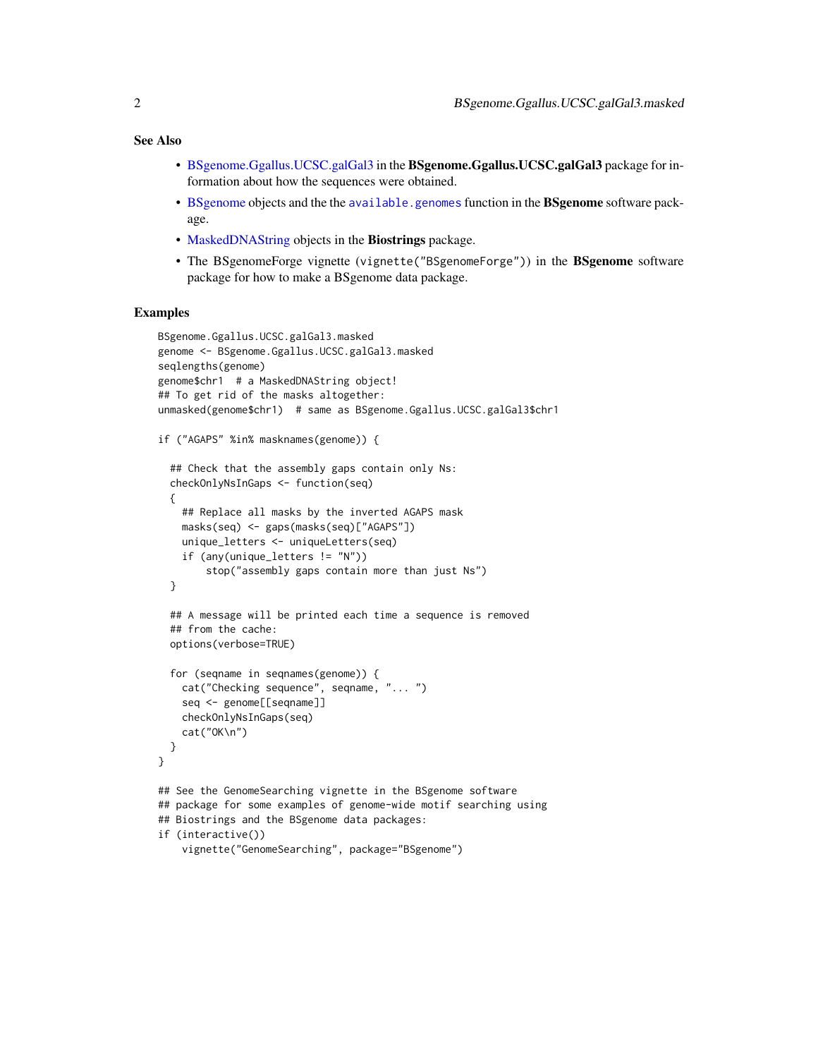## See Also

- BSgenome.Ggallus.UCSC.galGal3 in the **BSgenome.Ggallus.UCSC.galGal3** package for information about how the sequences were obtained.
- BSgenome objects and the the `available.genomes` function in the **BSgenome** software package.
- MaskedDNAString objects in the **Biostrings** package.
- The BSgenomeForge vignette (`vignette("BSgenomeForge")`) in the **BSgenome** software package for how to make a BSgenome data package.

## Examples

```
BSgenome.Ggallus.UCSC.galGal3.masked
genome <- BSgenome.Ggallus.UCSC.galGal3.masked
seqlengths(genome)
genome$chr1  # a MaskedDNAString object!
## To get rid of the masks altogether:
unmasked(genome$chr1)  # same as BSgenome.Ggallus.UCSC.galGal3$chr1

if ("AGAPS" %in% masknames(genome)) {

  ## Check that the assembly gaps contain only Ns:
  checkOnlyNsInGaps <- function(seq)
  {
    ## Replace all masks by the inverted AGAPS mask
    masks(seq) <- gaps(masks(seq)["AGAPS"])
    unique_letters <- uniqueLetters(seq)
    if (any(unique_letters != "N"))
        stop("assembly gaps contain more than just Ns")
  }

  ## A message will be printed each time a sequence is removed
  ## from the cache:
  options(verbose=TRUE)

  for (seqname in seqnames(genome)) {
    cat("Checking sequence", seqname, "... ")
    seq <- genome[[seqname]]
    checkOnlyNsInGaps(seq)
    cat("OK\n")
  }
}

## See the GenomeSearching vignette in the BSgenome software
## package for some examples of genome-wide motif searching using
## Biostrings and the BSgenome data packages:
if (interactive())
    vignette("GenomeSearching", package="BSgenome")
```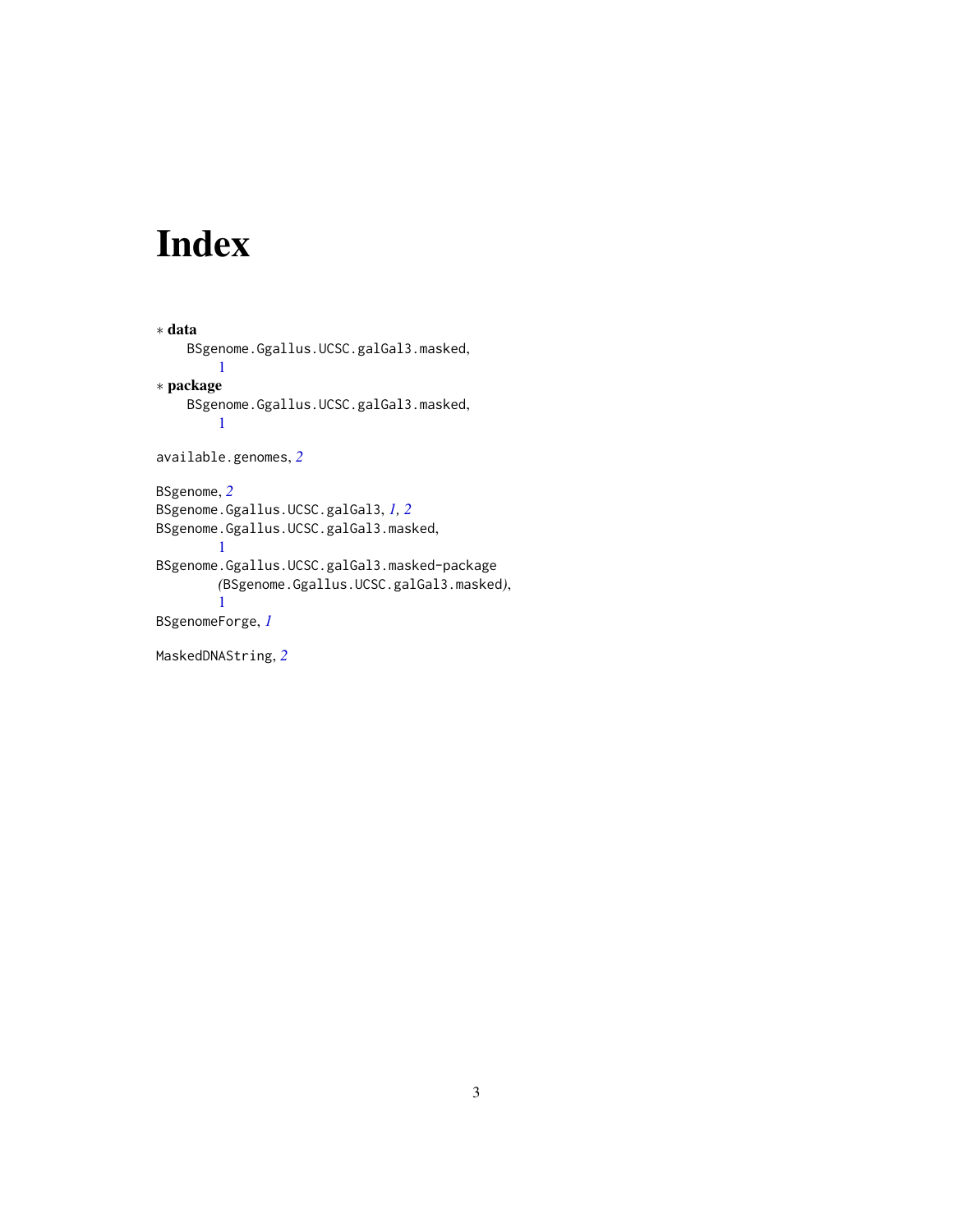# Index

∗ **data**
    BSgenome.Ggallus.UCSC.galGal3.masked, 1

∗ **package**
    BSgenome.Ggallus.UCSC.galGal3.masked, 1

available.genomes, *2*

BSgenome, *2*
BSgenome.Ggallus.UCSC.galGal3, *1*, *2*
BSgenome.Ggallus.UCSC.galGal3.masked, 1
BSgenome.Ggallus.UCSC.galGal3.masked-package *(*BSgenome.Ggallus.UCSC.galGal3.masked*)*, 1
BSgenomeForge, *1*

MaskedDNAString, *2*